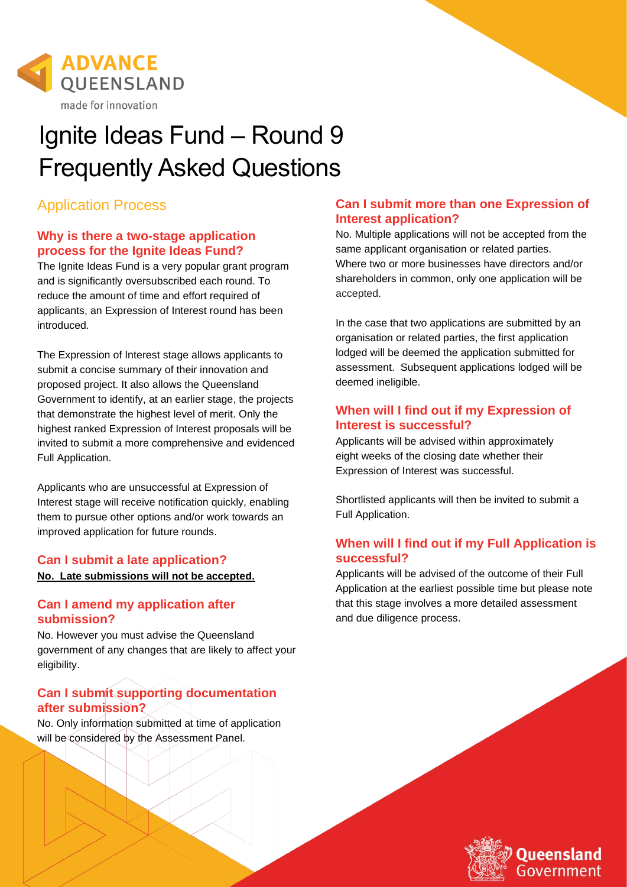# Ignite Ideas Fund – Round 9 Frequently Asked Questions

## Application Process

### Why is there a two-stage application process for the Ignite Ideas Fund?

The Ignite Ideas Fund is a very popular grant program and is significantly oversubscribed each round. To reduce the amount of time and effort required of applicants, an Expression of Interest round has been introduced.

The Expression of Interest stage allows applicants to submit a concise summary of their innovation and proposed project. It also allows the Queensland Government to identify, at an earlier stage, the projects that demonstrate the highest level of merit. Only the highest ranked Expression of Interest proposals will be invited to submit a more comprehensive and evidenced Full Application.

Applicants who are unsuccessful at Expression of Interest stage will receive notification quickly, enabling them to pursue other options and/or work towards an improved application for future rounds.

### Can I submit a late application?

**No. Late submissions will not be accepted.**

### Can I amend my application after submission?

No. However you must advise the Queensland government of any changes that are likely to affect your eligibility.

### Can I submit supporting documentation after submission?

No. Only information submitted at time of application will be considered by the Assessment Panel.

### Can I submit more than one Expression of Interest application?

No. Multiple applications will not be accepted from the same applicant organisation or related parties. Where two or more businesses have directors and/or shareholders in common, only one application will be accepted.

In the case that two applications are submitted by an organisation or related parties, the first application lodged will be deemed the application submitted for assessment. Subsequent applications lodged will be deemed ineligible.

### When will I find out if my Expression of Interest is successful?

Applicants will be advised within approximately eight weeks of the closing date whether their Expression of Interest was successful.

Shortlisted applicants will then be invited to submit a Full Application.

### When will I find out if my Full Application is successful?

Applicants will be advised of the outcome of their Full Application at the earliest possible time but please note that this stage involves a more detailed assessment and due diligence process.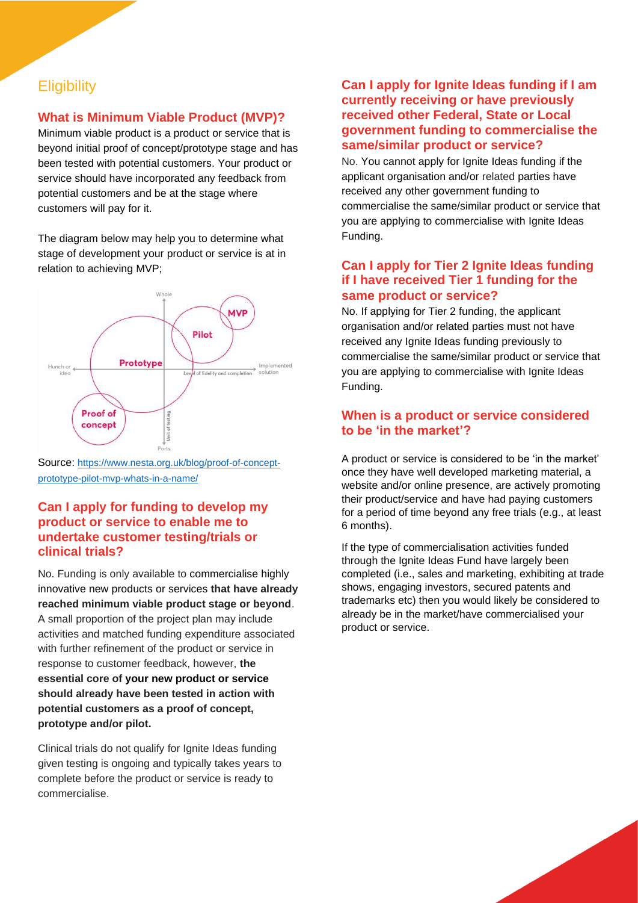## Eligibility

### What is Minimum Viable Product (MVP)?

Minimum viable product is a product or service that is beyond initial proof of concept/prototype stage and has been tested with potential customers. Your product or service should have incorporated any feedback from potential customers and be at the stage where customers will pay for it.

The diagram below may help you to determine what stage of development your product or service is at in relation to achieving MVP;

Source: https://www.nesta.org.uk/blog/proof-of-concept-prototype-pilot-mvp-whats-in-a-name/

### Can I apply for funding to develop my product or service to enable me to undertake customer testing/trials or clinical trials?

No. Funding is only available to commercialise highly innovative new products or services **that have already reached minimum viable product stage or beyond**. A small proportion of the project plan may include activities and matched funding expenditure associated with further refinement of the product or service in response to customer feedback, however, **the essential core of your new product or service should already have been tested in action with potential customers as a proof of concept, prototype and/or pilot.**

Clinical trials do not qualify for Ignite Ideas funding given testing is ongoing and typically takes years to complete before the product or service is ready to commercialise.

### Can I apply for Ignite Ideas funding if I am currently receiving or have previously received other Federal, State or Local government funding to commercialise the same/similar product or service?

No. You cannot apply for Ignite Ideas funding if the applicant organisation and/or related parties have received any other government funding to commercialise the same/similar product or service that you are applying to commercialise with Ignite Ideas Funding.

### Can I apply for Tier 2 Ignite Ideas funding if I have received Tier 1 funding for the same product or service?

No. If applying for Tier 2 funding, the applicant organisation and/or related parties must not have received any Ignite Ideas funding previously to commercialise the same/similar product or service that you are applying to commercialise with Ignite Ideas Funding.

### When is a product or service considered to be 'in the market'?

A product or service is considered to be 'in the market' once they have well developed marketing material, a website and/or online presence, are actively promoting their product/service and have had paying customers for a period of time beyond any free trials (e.g., at least 6 months).

If the type of commercialisation activities funded through the Ignite Ideas Fund have largely been completed (i.e., sales and marketing, exhibiting at trade shows, engaging investors, secured patents and trademarks etc) then you would likely be considered to already be in the market/have commercialised your product or service.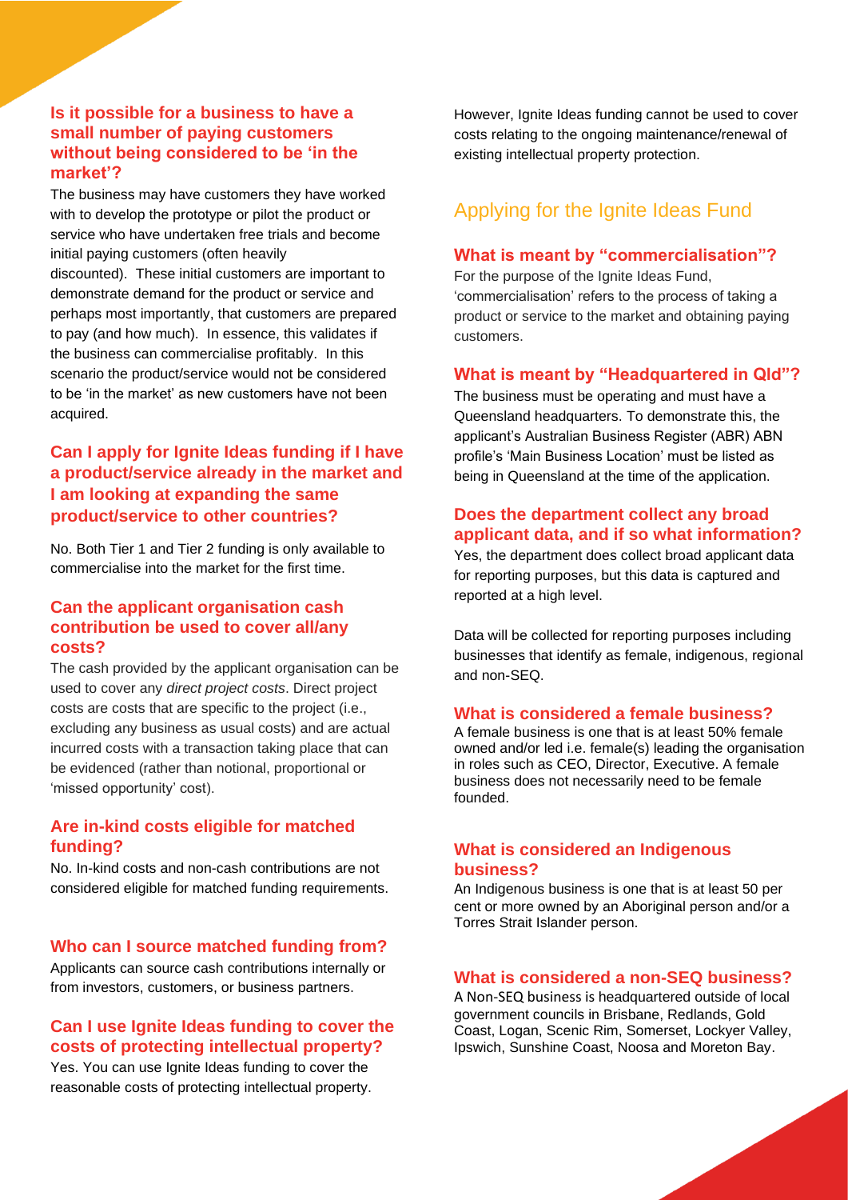### Is it possible for a business to have a small number of paying customers without being considered to be 'in the market'?

The business may have customers they have worked with to develop the prototype or pilot the product or service who have undertaken free trials and become initial paying customers (often heavily discounted). These initial customers are important to demonstrate demand for the product or service and perhaps most importantly, that customers are prepared to pay (and how much). In essence, this validates if the business can commercialise profitably. In this scenario the product/service would not be considered to be 'in the market' as new customers have not been acquired.

### Can I apply for Ignite Ideas funding if I have a product/service already in the market and I am looking at expanding the same product/service to other countries?

No. Both Tier 1 and Tier 2 funding is only available to commercialise into the market for the first time.

### Can the applicant organisation cash contribution be used to cover all/any costs?

The cash provided by the applicant organisation can be used to cover any *direct project costs*. Direct project costs are costs that are specific to the project (i.e., excluding any business as usual costs) and are actual incurred costs with a transaction taking place that can be evidenced (rather than notional, proportional or 'missed opportunity' cost).

### Are in-kind costs eligible for matched funding?

No. In-kind costs and non-cash contributions are not considered eligible for matched funding requirements.

### Who can I source matched funding from?

Applicants can source cash contributions internally or from investors, customers, or business partners.

### Can I use Ignite Ideas funding to cover the costs of protecting intellectual property?

Yes. You can use Ignite Ideas funding to cover the reasonable costs of protecting intellectual property.

However, Ignite Ideas funding cannot be used to cover costs relating to the ongoing maintenance/renewal of existing intellectual property protection.

## Applying for the Ignite Ideas Fund

### What is meant by "commercialisation"?

For the purpose of the Ignite Ideas Fund, 'commercialisation' refers to the process of taking a product or service to the market and obtaining paying customers.

### What is meant by "Headquartered in Qld"?

The business must be operating and must have a Queensland headquarters. To demonstrate this, the applicant's Australian Business Register (ABR) ABN profile's 'Main Business Location' must be listed as being in Queensland at the time of the application.

### Does the department collect any broad applicant data, and if so what information?

Yes, the department does collect broad applicant data for reporting purposes, but this data is captured and reported at a high level.

Data will be collected for reporting purposes including businesses that identify as female, indigenous, regional and non-SEQ.

### What is considered a female business?

A female business is one that is at least 50% female owned and/or led i.e. female(s) leading the organisation in roles such as CEO, Director, Executive. A female business does not necessarily need to be female founded.

### What is considered an Indigenous business?

An Indigenous business is one that is at least 50 per cent or more owned by an Aboriginal person and/or a Torres Strait Islander person.

### What is considered a non-SEQ business?

A Non-SEQ business is headquartered outside of local government councils in Brisbane, Redlands, Gold Coast, Logan, Scenic Rim, Somerset, Lockyer Valley, Ipswich, Sunshine Coast, Noosa and Moreton Bay.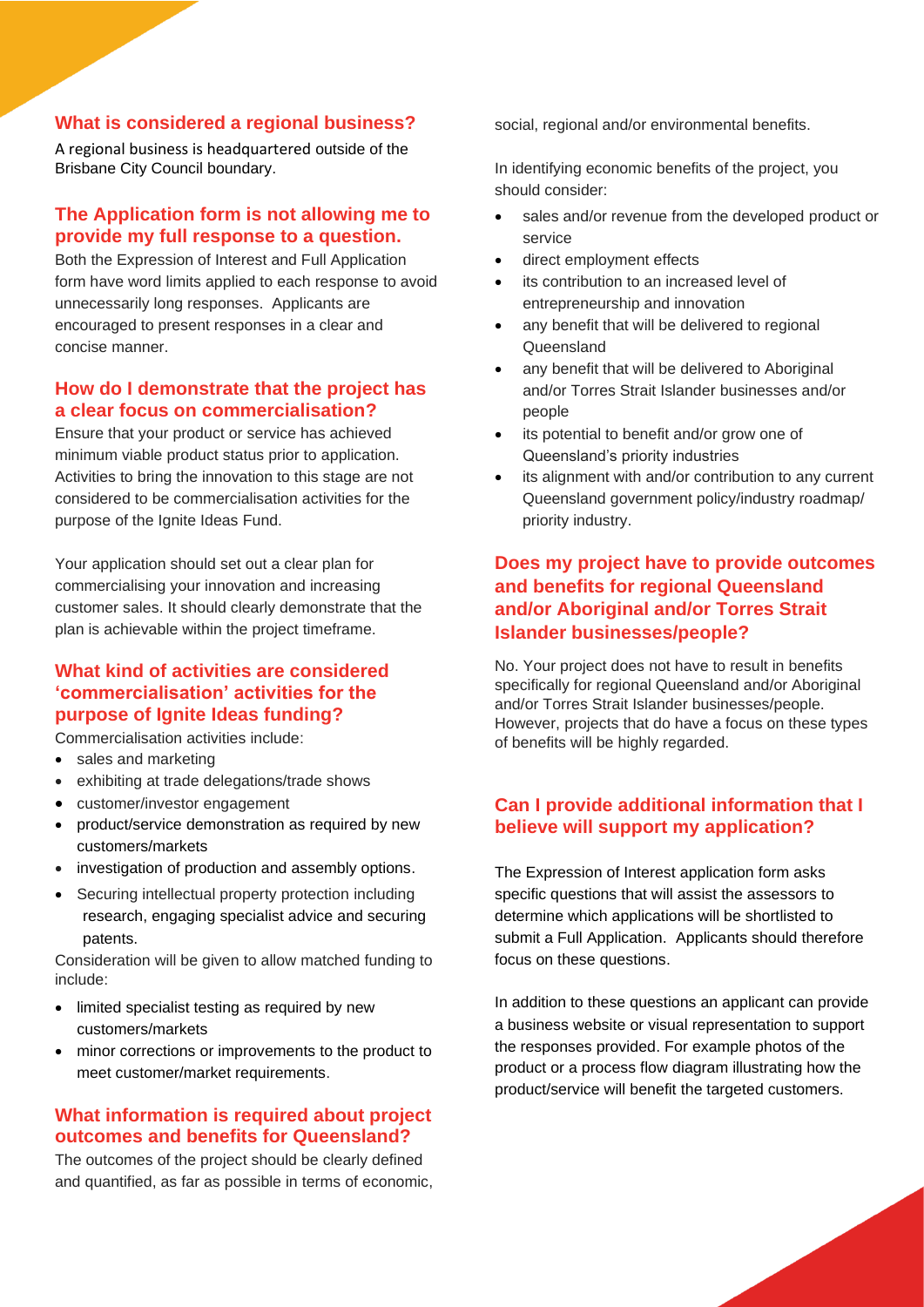### What is considered a regional business?

A regional business is headquartered outside of the Brisbane City Council boundary.

### The Application form is not allowing me to provide my full response to a question.

Both the Expression of Interest and Full Application form have word limits applied to each response to avoid unnecessarily long responses. Applicants are encouraged to present responses in a clear and concise manner.

### How do I demonstrate that the project has a clear focus on commercialisation?

Ensure that your product or service has achieved minimum viable product status prior to application. Activities to bring the innovation to this stage are not considered to be commercialisation activities for the purpose of the Ignite Ideas Fund.

Your application should set out a clear plan for commercialising your innovation and increasing customer sales. It should clearly demonstrate that the plan is achievable within the project timeframe.

### What kind of activities are considered 'commercialisation' activities for the purpose of Ignite Ideas funding?

Commercialisation activities include:

- sales and marketing
- exhibiting at trade delegations/trade shows
- customer/investor engagement
- product/service demonstration as required by new customers/markets
- investigation of production and assembly options.
- Securing intellectual property protection including research, engaging specialist advice and securing patents.

Consideration will be given to allow matched funding to include:

- limited specialist testing as required by new customers/markets
- minor corrections or improvements to the product to meet customer/market requirements.

### What information is required about project outcomes and benefits for Queensland?

The outcomes of the project should be clearly defined and quantified, as far as possible in terms of economic, social, regional and/or environmental benefits.

In identifying economic benefits of the project, you should consider:

- sales and/or revenue from the developed product or service
- direct employment effects
- its contribution to an increased level of entrepreneurship and innovation
- any benefit that will be delivered to regional Queensland
- any benefit that will be delivered to Aboriginal and/or Torres Strait Islander businesses and/or people
- its potential to benefit and/or grow one of Queensland's priority industries
- its alignment with and/or contribution to any current Queensland government policy/industry roadmap/ priority industry.

### Does my project have to provide outcomes and benefits for regional Queensland and/or Aboriginal and/or Torres Strait Islander businesses/people?

No. Your project does not have to result in benefits specifically for regional Queensland and/or Aboriginal and/or Torres Strait Islander businesses/people. However, projects that do have a focus on these types of benefits will be highly regarded.

### Can I provide additional information that I believe will support my application?

The Expression of Interest application form asks specific questions that will assist the assessors to determine which applications will be shortlisted to submit a Full Application. Applicants should therefore focus on these questions.

In addition to these questions an applicant can provide a business website or visual representation to support the responses provided. For example photos of the product or a process flow diagram illustrating how the product/service will benefit the targeted customers.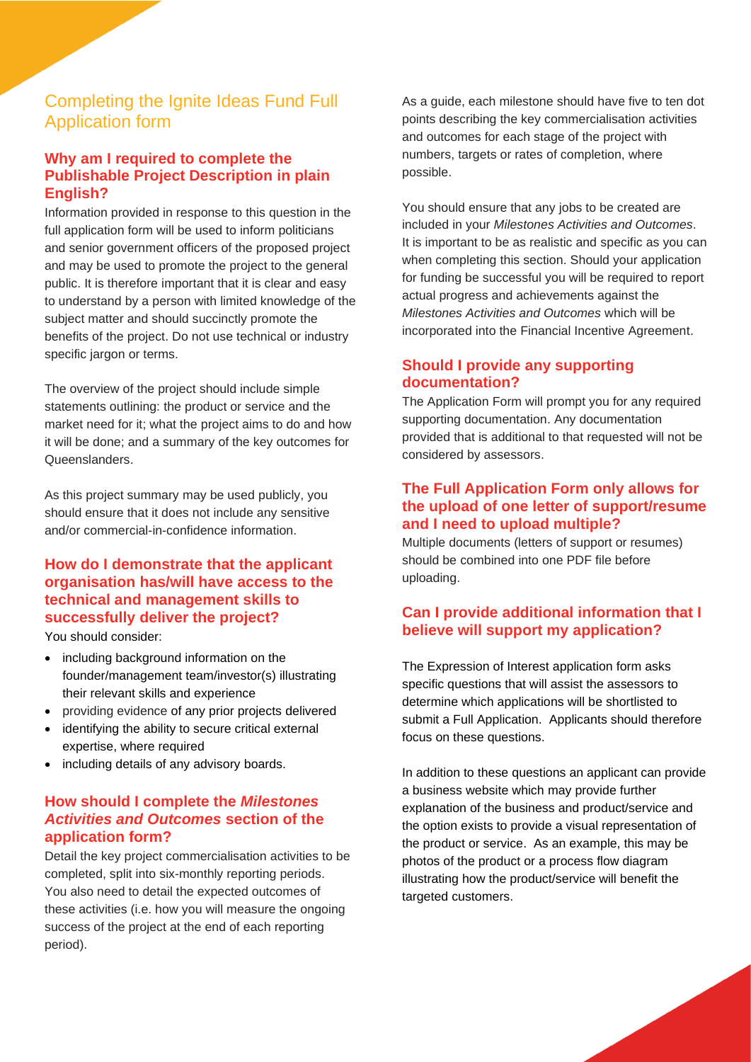## Completing the Ignite Ideas Fund Full Application form

### Why am I required to complete the Publishable Project Description in plain English?

Information provided in response to this question in the full application form will be used to inform politicians and senior government officers of the proposed project and may be used to promote the project to the general public. It is therefore important that it is clear and easy to understand by a person with limited knowledge of the subject matter and should succinctly promote the benefits of the project. Do not use technical or industry specific jargon or terms.

The overview of the project should include simple statements outlining: the product or service and the market need for it; what the project aims to do and how it will be done; and a summary of the key outcomes for Queenslanders.

As this project summary may be used publicly, you should ensure that it does not include any sensitive and/or commercial-in-confidence information.

### How do I demonstrate that the applicant organisation has/will have access to the technical and management skills to successfully deliver the project?

You should consider:

- including background information on the founder/management team/investor(s) illustrating their relevant skills and experience
- providing evidence of any prior projects delivered
- identifying the ability to secure critical external expertise, where required
- including details of any advisory boards.

### How should I complete the *Milestones Activities and Outcomes* section of the application form?

Detail the key project commercialisation activities to be completed, split into six-monthly reporting periods. You also need to detail the expected outcomes of these activities (i.e. how you will measure the ongoing success of the project at the end of each reporting period).

As a guide, each milestone should have five to ten dot points describing the key commercialisation activities and outcomes for each stage of the project with numbers, targets or rates of completion, where possible.

You should ensure that any jobs to be created are included in your *Milestones Activities and Outcomes*. It is important to be as realistic and specific as you can when completing this section. Should your application for funding be successful you will be required to report actual progress and achievements against the *Milestones Activities and Outcomes* which will be incorporated into the Financial Incentive Agreement.

### Should I provide any supporting documentation?

The Application Form will prompt you for any required supporting documentation. Any documentation provided that is additional to that requested will not be considered by assessors.

### The Full Application Form only allows for the upload of one letter of support/resume and I need to upload multiple?

Multiple documents (letters of support or resumes) should be combined into one PDF file before uploading.

### Can I provide additional information that I believe will support my application?

The Expression of Interest application form asks specific questions that will assist the assessors to determine which applications will be shortlisted to submit a Full Application. Applicants should therefore focus on these questions.

In addition to these questions an applicant can provide a business website which may provide further explanation of the business and product/service and the option exists to provide a visual representation of the product or service. As an example, this may be photos of the product or a process flow diagram illustrating how the product/service will benefit the targeted customers.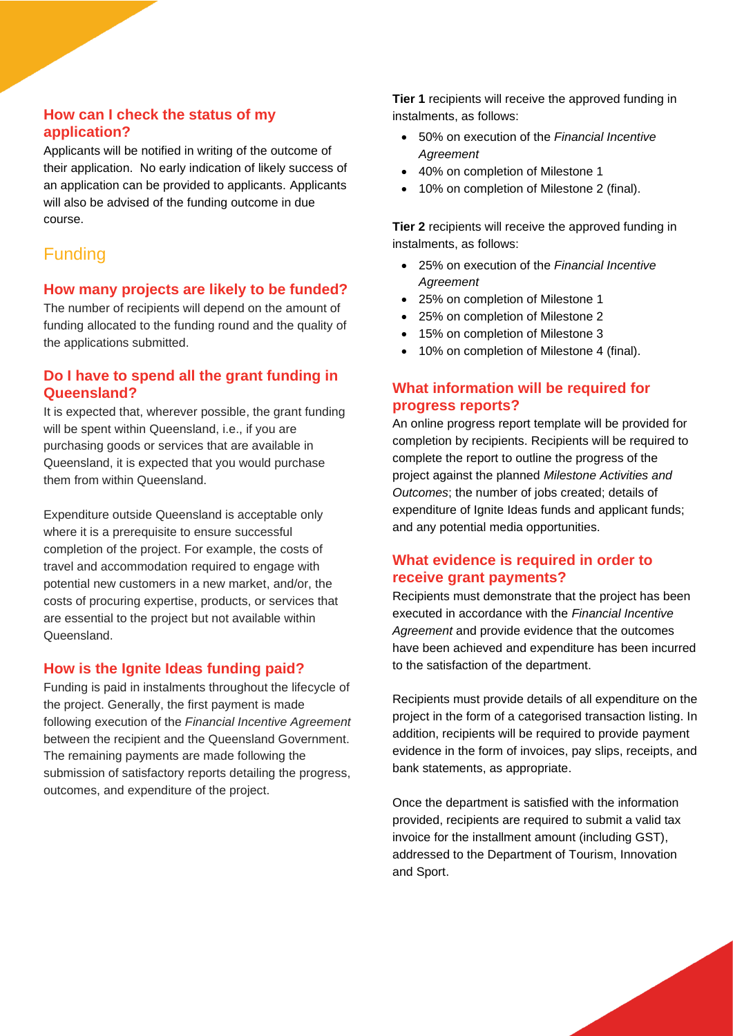### How can I check the status of my application?

Applicants will be notified in writing of the outcome of their application. No early indication of likely success of an application can be provided to applicants. Applicants will also be advised of the funding outcome in due course.

## Funding

### How many projects are likely to be funded?

The number of recipients will depend on the amount of funding allocated to the funding round and the quality of the applications submitted.

### Do I have to spend all the grant funding in Queensland?

It is expected that, wherever possible, the grant funding will be spent within Queensland, i.e., if you are purchasing goods or services that are available in Queensland, it is expected that you would purchase them from within Queensland.

Expenditure outside Queensland is acceptable only where it is a prerequisite to ensure successful completion of the project. For example, the costs of travel and accommodation required to engage with potential new customers in a new market, and/or, the costs of procuring expertise, products, or services that are essential to the project but not available within Queensland.

### How is the Ignite Ideas funding paid?

Funding is paid in instalments throughout the lifecycle of the project. Generally, the first payment is made following execution of the *Financial Incentive Agreement* between the recipient and the Queensland Government. The remaining payments are made following the submission of satisfactory reports detailing the progress, outcomes, and expenditure of the project.

**Tier 1** recipients will receive the approved funding in instalments, as follows:

- 50% on execution of the *Financial Incentive Agreement*
- 40% on completion of Milestone 1
- 10% on completion of Milestone 2 (final).

**Tier 2** recipients will receive the approved funding in instalments, as follows:

- 25% on execution of the *Financial Incentive Agreement*
- 25% on completion of Milestone 1
- 25% on completion of Milestone 2
- 15% on completion of Milestone 3
- 10% on completion of Milestone 4 (final).

### What information will be required for progress reports?

An online progress report template will be provided for completion by recipients. Recipients will be required to complete the report to outline the progress of the project against the planned *Milestone Activities and Outcomes*; the number of jobs created; details of expenditure of Ignite Ideas funds and applicant funds; and any potential media opportunities.

### What evidence is required in order to receive grant payments?

Recipients must demonstrate that the project has been executed in accordance with the *Financial Incentive Agreement* and provide evidence that the outcomes have been achieved and expenditure has been incurred to the satisfaction of the department.

Recipients must provide details of all expenditure on the project in the form of a categorised transaction listing. In addition, recipients will be required to provide payment evidence in the form of invoices, pay slips, receipts, and bank statements, as appropriate.

Once the department is satisfied with the information provided, recipients are required to submit a valid tax invoice for the installment amount (including GST), addressed to the Department of Tourism, Innovation and Sport.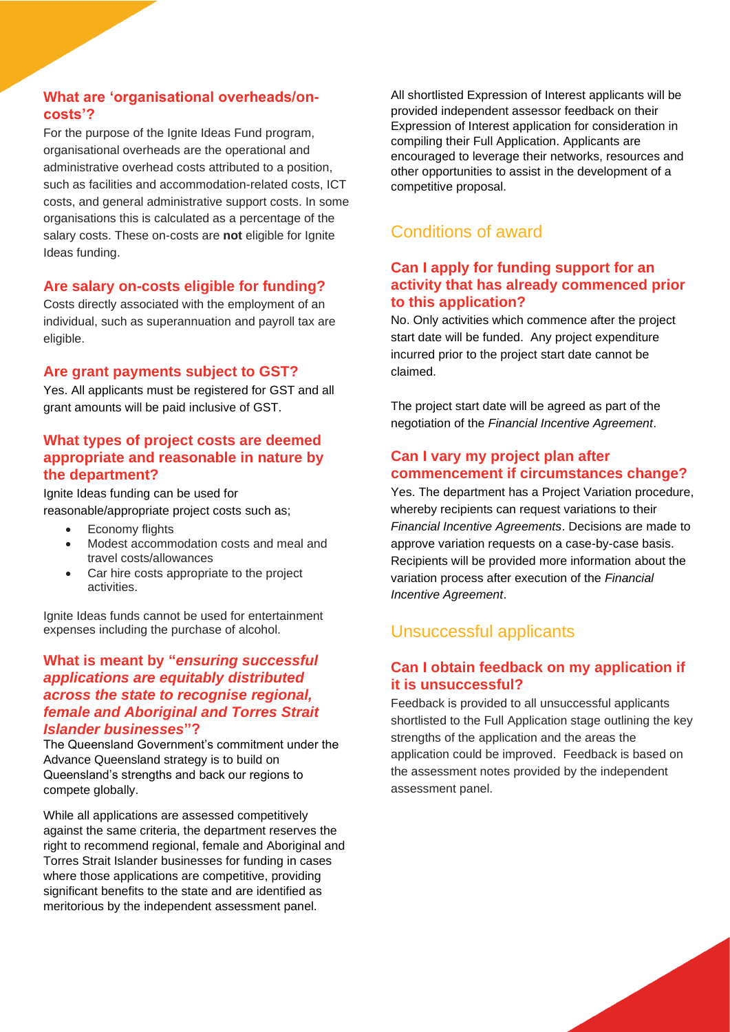### What are 'organisational overheads/on-costs'?

For the purpose of the Ignite Ideas Fund program, organisational overheads are the operational and administrative overhead costs attributed to a position, such as facilities and accommodation-related costs, ICT costs, and general administrative support costs. In some organisations this is calculated as a percentage of the salary costs. These on-costs are **not** eligible for Ignite Ideas funding.

### Are salary on-costs eligible for funding?

Costs directly associated with the employment of an individual, such as superannuation and payroll tax are eligible.

### Are grant payments subject to GST?

Yes. All applicants must be registered for GST and all grant amounts will be paid inclusive of GST.

### What types of project costs are deemed appropriate and reasonable in nature by the department?

Ignite Ideas funding can be used for reasonable/appropriate project costs such as;

- Economy flights
- Modest accommodation costs and meal and travel costs/allowances
- Car hire costs appropriate to the project activities.

Ignite Ideas funds cannot be used for entertainment expenses including the purchase of alcohol.

### What is meant by "*ensuring successful applications are equitably distributed across the state to recognise regional, female and Aboriginal and Torres Strait Islander businesses*"?

The Queensland Government's commitment under the Advance Queensland strategy is to build on Queensland's strengths and back our regions to compete globally.

While all applications are assessed competitively against the same criteria, the department reserves the right to recommend regional, female and Aboriginal and Torres Strait Islander businesses for funding in cases where those applications are competitive, providing significant benefits to the state and are identified as meritorious by the independent assessment panel.

All shortlisted Expression of Interest applicants will be provided independent assessor feedback on their Expression of Interest application for consideration in compiling their Full Application. Applicants are encouraged to leverage their networks, resources and other opportunities to assist in the development of a competitive proposal.

## Conditions of award

### Can I apply for funding support for an activity that has already commenced prior to this application?

No. Only activities which commence after the project start date will be funded. Any project expenditure incurred prior to the project start date cannot be claimed.

The project start date will be agreed as part of the negotiation of the *Financial Incentive Agreement*.

### Can I vary my project plan after commencement if circumstances change?

Yes. The department has a Project Variation procedure, whereby recipients can request variations to their *Financial Incentive Agreements*. Decisions are made to approve variation requests on a case-by-case basis. Recipients will be provided more information about the variation process after execution of the *Financial Incentive Agreement*.

## Unsuccessful applicants

### Can I obtain feedback on my application if it is unsuccessful?

Feedback is provided to all unsuccessful applicants shortlisted to the Full Application stage outlining the key strengths of the application and the areas the application could be improved. Feedback is based on the assessment notes provided by the independent assessment panel.